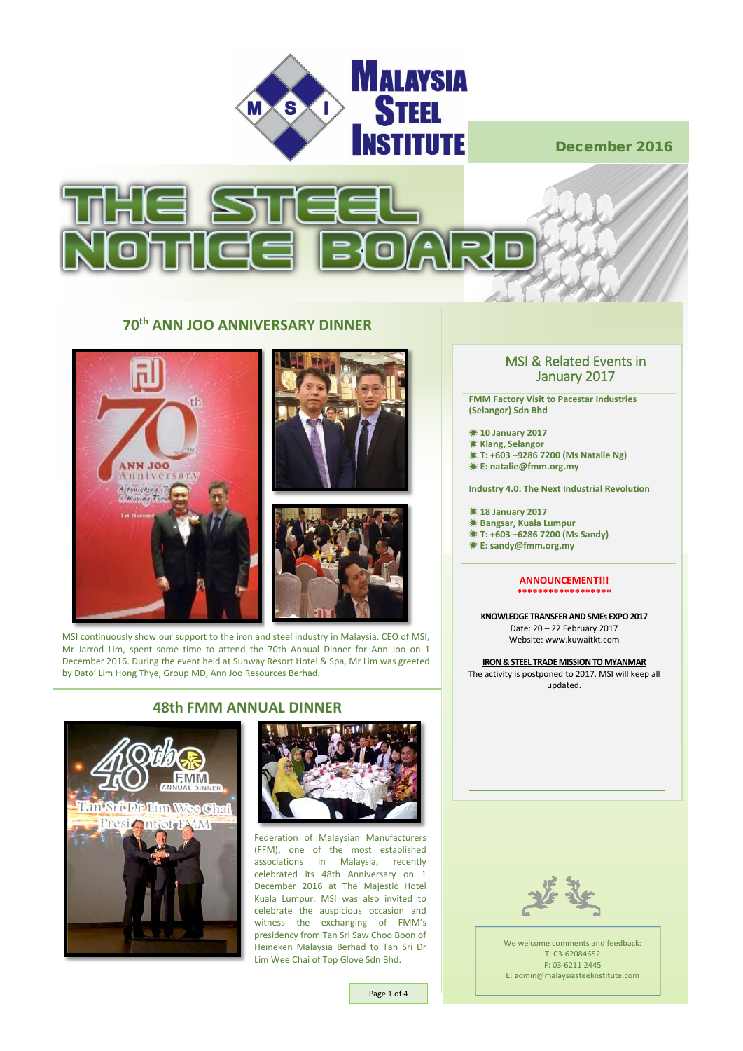# Malaysia Steel Institute

December 2016

# THE STEEL NOTICE BOARD

## 70th ANN JOO ANNIVERSARY DINNER

MSI continuously show our support to the iron and steel industry in Malaysia. CEO of MSI, Mr Jarrod Lim, spent some time to attend the 70th Annual Dinner for Ann Joo on 1 December 2016. During the event held at Sunway Resort Hotel & Spa, Mr Lim was greeted by Dato' Lim Hong Thye, Group MD, Ann Joo Resources Berhad.

## 48th FMM ANNUAL DINNER

Federation of Malaysian Manufacturers (FFM), one of the most established associations in Malaysia, recently celebrated its 48th Anniversary on 1 December 2016 at The Majestic Hotel Kuala Lumpur. MSI was also invited to celebrate the auspicious occasion and witness the exchanging of FMM's presidency from Tan Sri Saw Choo Boon of Heineken Malaysia Berhad to Tan Sri Dr Lim Wee Chai of Top Glove Sdn Bhd.

## MSI & Related Events in January 2017

**FMM Factory Visit to Pacestar Industries (Selangor) Sdn Bhd**

- **10 January 2017**
- **Klang, Selangor**
- **T: +603 –9286 7200 (Ms Natalie Ng)**
- **E: natalie@fmm.org.my**

**Industry 4.0: The Next Industrial Revolution**

- **18 January 2017**
- **Bangsar, Kuala Lumpur**
- **T: +603 –6286 7200 (Ms Sandy)**
- **E: sandy@fmm.org.my**

**ANNOUNCEMENT!!!**
******************

**KNOWLEDGE TRANSFER AND SMEs EXPO 2017**
Date: 20 – 22 February 2017
Website: www.kuwaitkt.com

**IRON & STEEL TRADE MISSION TO MYANMAR**
The activity is postponed to 2017. MSI will keep all updated.

We welcome comments and feedback:
T: 03-62084652
F: 03-6211 2445
E: admin@malaysiasteelinstitute.com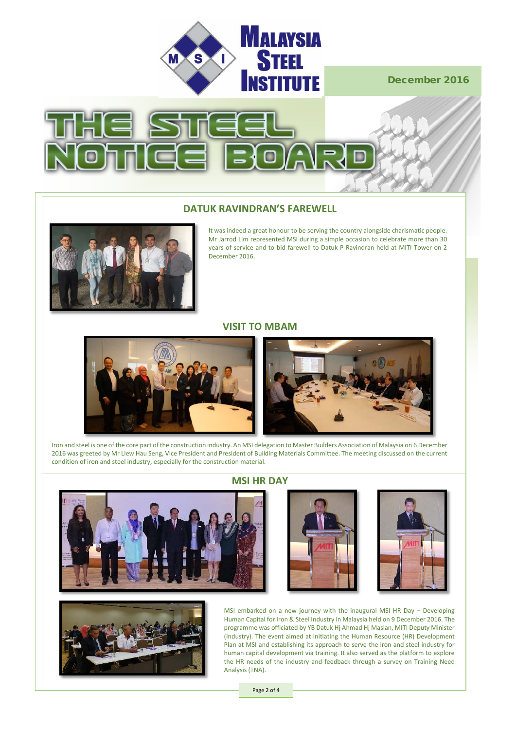# MALAYSIA STEEL INSTITUTE

December 2016

# THE STEEL NOTICE BOARD

## DATUK RAVINDRAN'S FAREWELL

It was indeed a great honour to be serving the country alongside charismatic people. Mr Jarrod Lim represented MSI during a simple occasion to celebrate more than 30 years of service and to bid farewell to Datuk P Ravindran held at MITI Tower on 2 December 2016.

## VISIT TO MBAM

Iron and steel is one of the core part of the construction industry. An MSI delegation to Master Builders Association of Malaysia on 6 December 2016 was greeted by Mr Liew Hau Seng, Vice President and President of Building Materials Committee. The meeting discussed on the current condition of iron and steel industry, especially for the construction material.

## MSI HR DAY

MSI embarked on a new journey with the inaugural MSI HR Day – Developing Human Capital for Iron & Steel Industry in Malaysia held on 9 December 2016. The programme was officiated by YB Datuk Hj Ahmad Hj Maslan, MITI Deputy Minister (Industry). The event aimed at initiating the Human Resource (HR) Development Plan at MSI and establishing its approach to serve the iron and steel industry for human capital development via training. It also served as the platform to explore the HR needs of the industry and feedback through a survey on Training Need Analysis (TNA).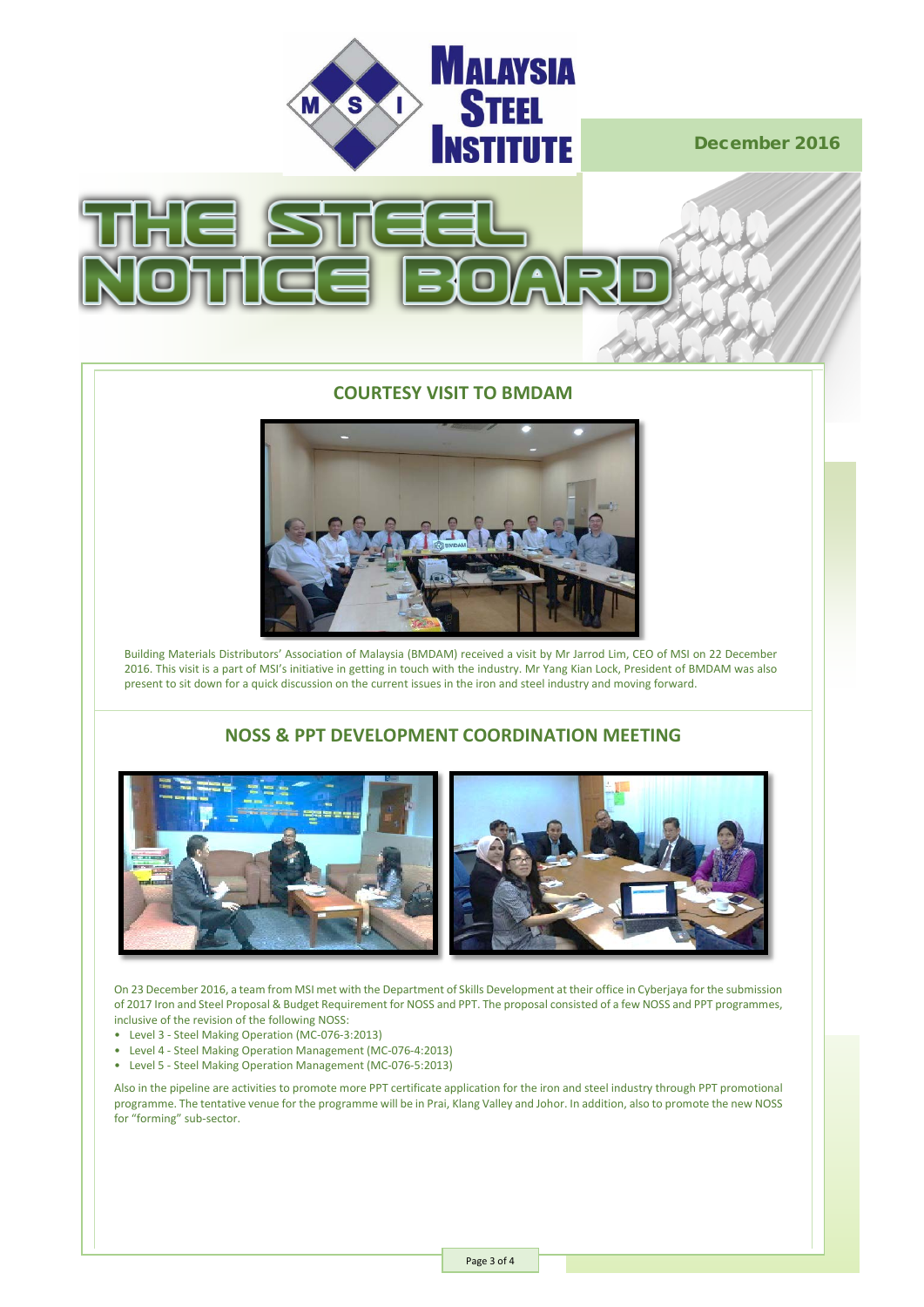# MALAYSIA STEEL INSTITUTE

December 2016

# THE STEEL NOTICE BOARD

## COURTESY VISIT TO BMDAM

Building Materials Distributors' Association of Malaysia (BMDAM) received a visit by Mr Jarrod Lim, CEO of MSI on 22 December 2016. This visit is a part of MSI's initiative in getting in touch with the industry. Mr Yang Kian Lock, President of BMDAM was also present to sit down for a quick discussion on the current issues in the iron and steel industry and moving forward.

## NOSS & PPT DEVELOPMENT COORDINATION MEETING

On 23 December 2016, a team from MSI met with the Department of Skills Development at their office in Cyberjaya for the submission of 2017 Iron and Steel Proposal & Budget Requirement for NOSS and PPT. The proposal consisted of a few NOSS and PPT programmes, inclusive of the revision of the following NOSS:

- Level 3 - Steel Making Operation (MC-076-3:2013)
- Level 4 - Steel Making Operation Management (MC-076-4:2013)
- Level 5 - Steel Making Operation Management (MC-076-5:2013)

Also in the pipeline are activities to promote more PPT certificate application for the iron and steel industry through PPT promotional programme. The tentative venue for the programme will be in Prai, Klang Valley and Johor. In addition, also to promote the new NOSS for "forming" sub-sector.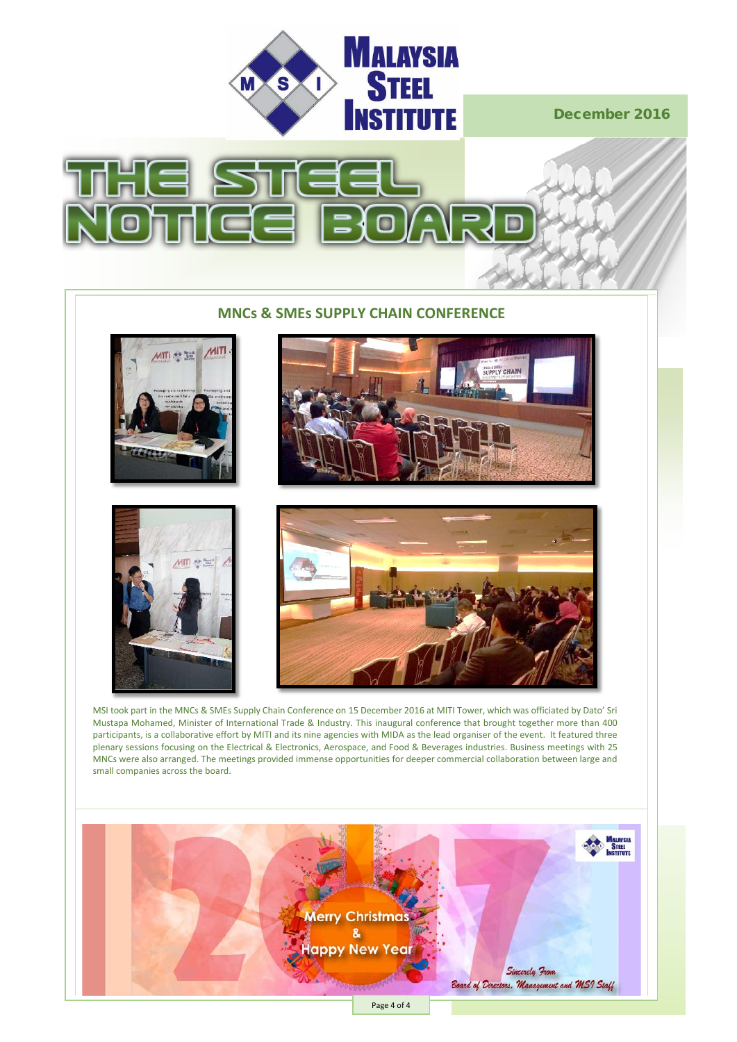# THE STEEL NOTICE BOARD

December 2016

## MNCs & SMEs SUPPLY CHAIN CONFERENCE

MSI took part in the MNCs & SMEs Supply Chain Conference on 15 December 2016 at MITI Tower, which was officiated by Dato' Sri Mustapa Mohamed, Minister of International Trade & Industry. This inaugural conference that brought together more than 400 participants, is a collaborative effort by MITI and its nine agencies with MIDA as the lead organiser of the event. It featured three plenary sessions focusing on the Electrical & Electronics, Aerospace, and Food & Beverages industries. Business meetings with 25 MNCs were also arranged. The meetings provided immense opportunities for deeper commercial collaboration between large and small companies across the board.

Merry Christmas & Happy New Year

*Sincerely From Board of Directors, Management and MSI Staff*